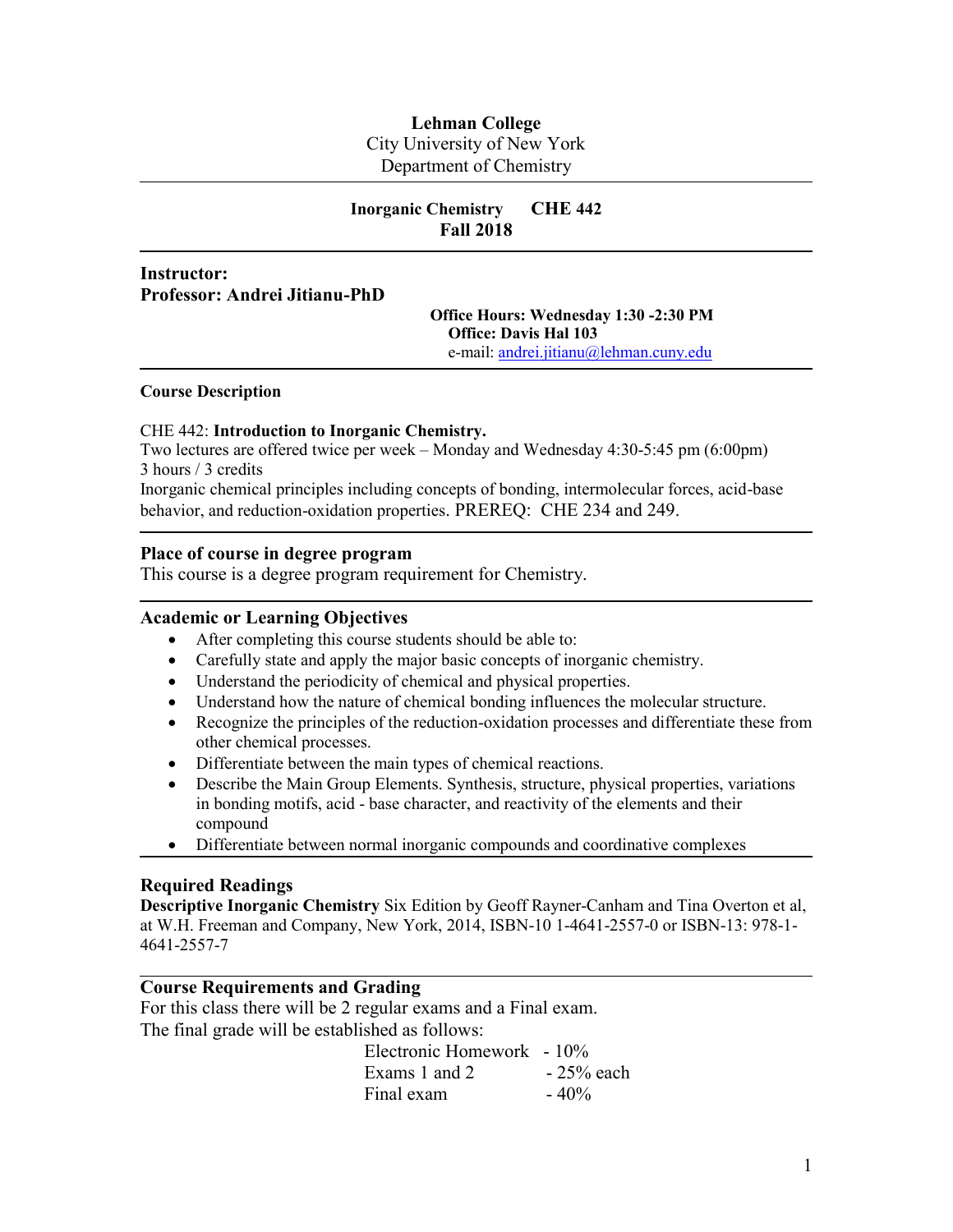**Lehman College**
City University of New York
Department of Chemistry

---

**Inorganic Chemistry CHE 442**
**Fall 2018**

---

**Instructor:**
**Professor: Andrei Jitianu-PhD**

**Office Hours: Wednesday 1:30 -2:30 PM**
**Office: Davis Hal 103**
e-mail: andrei.jitianu@lehman.cuny.edu

---

**Course Description**

CHE 442: **Introduction to Inorganic Chemistry.**
Two lectures are offered twice per week – Monday and Wednesday 4:30-5:45 pm (6:00pm)
3 hours / 3 credits
Inorganic chemical principles including concepts of bonding, intermolecular forces, acid-base behavior, and reduction-oxidation properties. PREREQ: CHE 234 and 249.

---

## Place of course in degree program

This course is a degree program requirement for Chemistry.

---

## Academic or Learning Objectives

- After completing this course students should be able to:
- Carefully state and apply the major basic concepts of inorganic chemistry.
- Understand the periodicity of chemical and physical properties.
- Understand how the nature of chemical bonding influences the molecular structure.
- Recognize the principles of the reduction-oxidation processes and differentiate these from other chemical processes.
- Differentiate between the main types of chemical reactions.
- Describe the Main Group Elements. Synthesis, structure, physical properties, variations in bonding motifs, acid - base character, and reactivity of the elements and their compound
- Differentiate between normal inorganic compounds and coordinative complexes

---

## Required Readings

**Descriptive Inorganic Chemistry** Six Edition by Geoff Rayner-Canham and Tina Overton et al, at W.H. Freeman and Company, New York, 2014, ISBN-10 1-4641-2557-0 or ISBN-13: 978-1-4641-2557-7

---

## Course Requirements and Grading

For this class there will be 2 regular exams and a Final exam.
The final grade will be established as follows:

| | |
|---|---|
| Electronic Homework | - 10% |
| Exams 1 and 2 | - 25% each |
| Final exam | - 40% |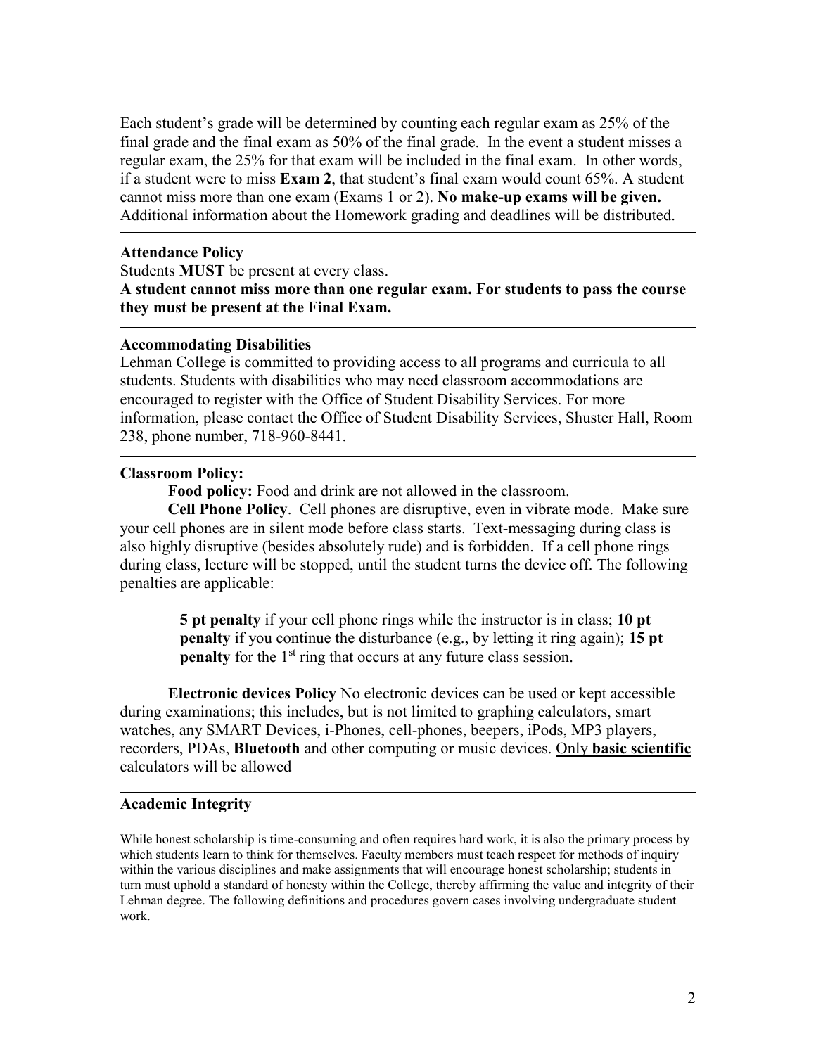Each student's grade will be determined by counting each regular exam as 25% of the final grade and the final exam as 50% of the final grade. In the event a student misses a regular exam, the 25% for that exam will be included in the final exam. In other words, if a student were to miss **Exam 2**, that student's final exam would count 65%. A student cannot miss more than one exam (Exams 1 or 2). **No make-up exams will be given.** Additional information about the Homework grading and deadlines will be distributed.

---

**Attendance Policy**

Students **MUST** be present at every class.

**A student cannot miss more than one regular exam. For students to pass the course they must be present at the Final Exam.**

---

**Accommodating Disabilities**

Lehman College is committed to providing access to all programs and curricula to all students. Students with disabilities who may need classroom accommodations are encouraged to register with the Office of Student Disability Services. For more information, please contact the Office of Student Disability Services, Shuster Hall, Room 238, phone number, 718-960-8441.

---

**Classroom Policy:**

**Food policy:** Food and drink are not allowed in the classroom.

**Cell Phone Policy**. Cell phones are disruptive, even in vibrate mode. Make sure your cell phones are in silent mode before class starts. Text-messaging during class is also highly disruptive (besides absolutely rude) and is forbidden. If a cell phone rings during class, lecture will be stopped, until the student turns the device off. The following penalties are applicable:

> **5 pt penalty** if your cell phone rings while the instructor is in class; **10 pt penalty** if you continue the disturbance (e.g., by letting it ring again); **15 pt penalty** for the 1st ring that occurs at any future class session.

**Electronic devices Policy** No electronic devices can be used or kept accessible during examinations; this includes, but is not limited to graphing calculators, smart watches, any SMART Devices, i-Phones, cell-phones, beepers, iPods, MP3 players, recorders, PDAs, **Bluetooth** and other computing or music devices. Only **basic scientific** calculators will be allowed

---

**Academic Integrity**

While honest scholarship is time-consuming and often requires hard work, it is also the primary process by which students learn to think for themselves. Faculty members must teach respect for methods of inquiry within the various disciplines and make assignments that will encourage honest scholarship; students in turn must uphold a standard of honesty within the College, thereby affirming the value and integrity of their Lehman degree. The following definitions and procedures govern cases involving undergraduate student work.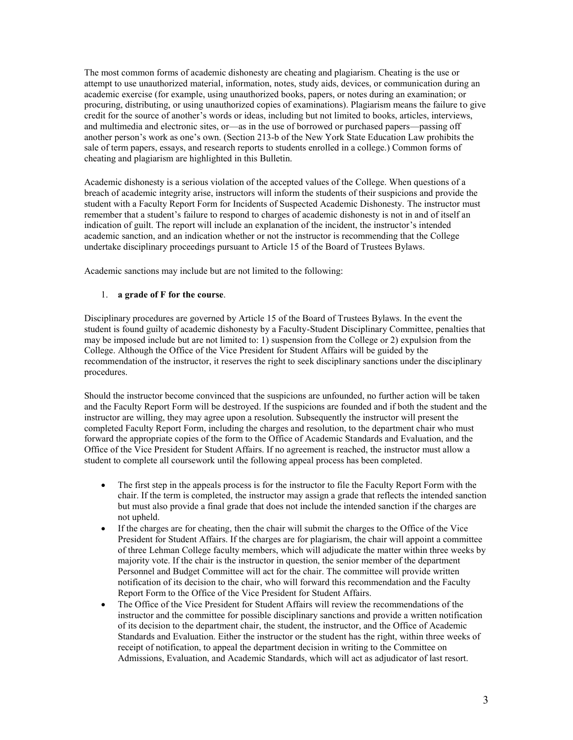The most common forms of academic dishonesty are cheating and plagiarism. Cheating is the use or attempt to use unauthorized material, information, notes, study aids, devices, or communication during an academic exercise (for example, using unauthorized books, papers, or notes during an examination; or procuring, distributing, or using unauthorized copies of examinations). Plagiarism means the failure to give credit for the source of another's words or ideas, including but not limited to books, articles, interviews, and multimedia and electronic sites, or—as in the use of borrowed or purchased papers—passing off another person's work as one's own. (Section 213-b of the New York State Education Law prohibits the sale of term papers, essays, and research reports to students enrolled in a college.) Common forms of cheating and plagiarism are highlighted in this Bulletin.

Academic dishonesty is a serious violation of the accepted values of the College. When questions of a breach of academic integrity arise, instructors will inform the students of their suspicions and provide the student with a Faculty Report Form for Incidents of Suspected Academic Dishonesty. The instructor must remember that a student's failure to respond to charges of academic dishonesty is not in and of itself an indication of guilt. The report will include an explanation of the incident, the instructor's intended academic sanction, and an indication whether or not the instructor is recommending that the College undertake disciplinary proceedings pursuant to Article 15 of the Board of Trustees Bylaws.

Academic sanctions may include but are not limited to the following:

1. **a grade of F for the course**.

Disciplinary procedures are governed by Article 15 of the Board of Trustees Bylaws. In the event the student is found guilty of academic dishonesty by a Faculty-Student Disciplinary Committee, penalties that may be imposed include but are not limited to: 1) suspension from the College or 2) expulsion from the College. Although the Office of the Vice President for Student Affairs will be guided by the recommendation of the instructor, it reserves the right to seek disciplinary sanctions under the disciplinary procedures.

Should the instructor become convinced that the suspicions are unfounded, no further action will be taken and the Faculty Report Form will be destroyed. If the suspicions are founded and if both the student and the instructor are willing, they may agree upon a resolution. Subsequently the instructor will present the completed Faculty Report Form, including the charges and resolution, to the department chair who must forward the appropriate copies of the form to the Office of Academic Standards and Evaluation, and the Office of the Vice President for Student Affairs. If no agreement is reached, the instructor must allow a student to complete all coursework until the following appeal process has been completed.

- The first step in the appeals process is for the instructor to file the Faculty Report Form with the chair. If the term is completed, the instructor may assign a grade that reflects the intended sanction but must also provide a final grade that does not include the intended sanction if the charges are not upheld.
- If the charges are for cheating, then the chair will submit the charges to the Office of the Vice President for Student Affairs. If the charges are for plagiarism, the chair will appoint a committee of three Lehman College faculty members, which will adjudicate the matter within three weeks by majority vote. If the chair is the instructor in question, the senior member of the department Personnel and Budget Committee will act for the chair. The committee will provide written notification of its decision to the chair, who will forward this recommendation and the Faculty Report Form to the Office of the Vice President for Student Affairs.
- The Office of the Vice President for Student Affairs will review the recommendations of the instructor and the committee for possible disciplinary sanctions and provide a written notification of its decision to the department chair, the student, the instructor, and the Office of Academic Standards and Evaluation. Either the instructor or the student has the right, within three weeks of receipt of notification, to appeal the department decision in writing to the Committee on Admissions, Evaluation, and Academic Standards, which will act as adjudicator of last resort.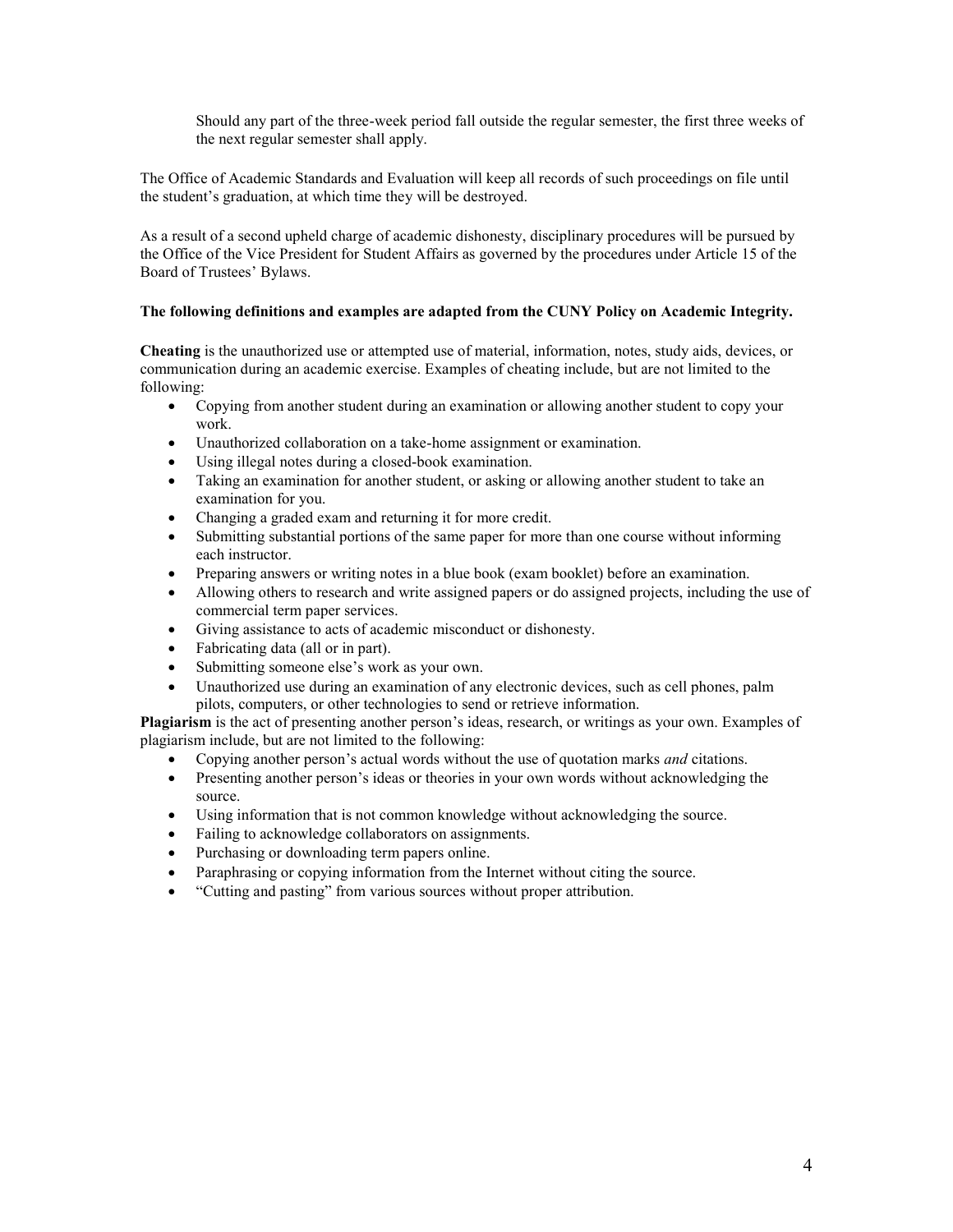Should any part of the three-week period fall outside the regular semester, the first three weeks of the next regular semester shall apply.

The Office of Academic Standards and Evaluation will keep all records of such proceedings on file until the student's graduation, at which time they will be destroyed.

As a result of a second upheld charge of academic dishonesty, disciplinary procedures will be pursued by the Office of the Vice President for Student Affairs as governed by the procedures under Article 15 of the Board of Trustees' Bylaws.

**The following definitions and examples are adapted from the CUNY Policy on Academic Integrity.**

**Cheating** is the unauthorized use or attempted use of material, information, notes, study aids, devices, or communication during an academic exercise. Examples of cheating include, but are not limited to the following:

- Copying from another student during an examination or allowing another student to copy your work.
- Unauthorized collaboration on a take-home assignment or examination.
- Using illegal notes during a closed-book examination.
- Taking an examination for another student, or asking or allowing another student to take an examination for you.
- Changing a graded exam and returning it for more credit.
- Submitting substantial portions of the same paper for more than one course without informing each instructor.
- Preparing answers or writing notes in a blue book (exam booklet) before an examination.
- Allowing others to research and write assigned papers or do assigned projects, including the use of commercial term paper services.
- Giving assistance to acts of academic misconduct or dishonesty.
- Fabricating data (all or in part).
- Submitting someone else's work as your own.
- Unauthorized use during an examination of any electronic devices, such as cell phones, palm pilots, computers, or other technologies to send or retrieve information.

**Plagiarism** is the act of presenting another person's ideas, research, or writings as your own. Examples of plagiarism include, but are not limited to the following:

- Copying another person's actual words without the use of quotation marks *and* citations.
- Presenting another person's ideas or theories in your own words without acknowledging the source.
- Using information that is not common knowledge without acknowledging the source.
- Failing to acknowledge collaborators on assignments.
- Purchasing or downloading term papers online.
- Paraphrasing or copying information from the Internet without citing the source.
- "Cutting and pasting" from various sources without proper attribution.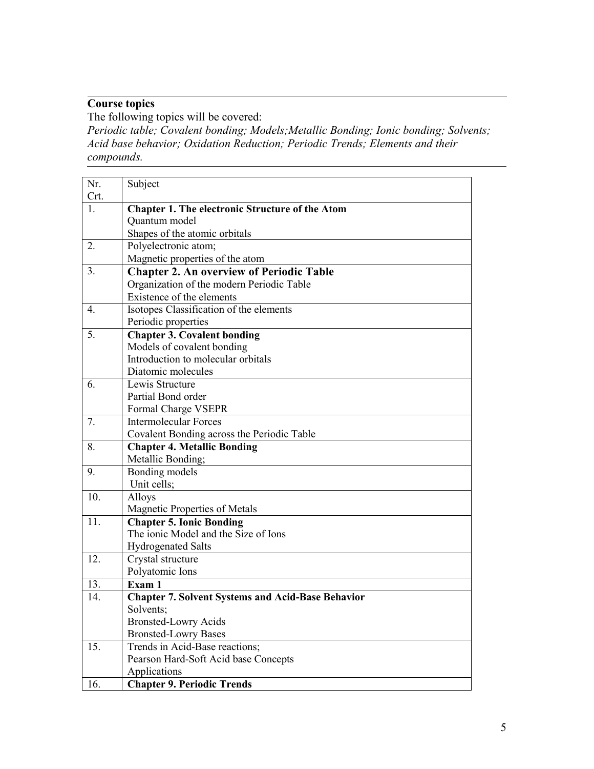**Course topics**

The following topics will be covered:

*Periodic table; Covalent bonding; Models;Metallic Bonding; Ionic bonding; Solvents; Acid base behavior; Oxidation Reduction; Periodic Trends; Elements and their compounds.*

| Nr. Crt. | Subject |
|---|---|
| 1. | **Chapter 1. The electronic Structure of the Atom**<br>Quantum model<br>Shapes of the atomic orbitals |
| 2. | Polyelectronic atom;<br>Magnetic properties of the atom |
| 3. | **Chapter 2. An overview of Periodic Table**<br>Organization of the modern Periodic Table<br>Existence of the elements |
| 4. | Isotopes Classification of the elements<br>Periodic properties |
| 5. | **Chapter 3. Covalent bonding**<br>Models of covalent bonding<br>Introduction to molecular orbitals<br>Diatomic molecules |
| 6. | Lewis Structure<br>Partial Bond order<br>Formal Charge VSEPR |
| 7. | Intermolecular Forces<br>Covalent Bonding across the Periodic Table |
| 8. | **Chapter 4. Metallic Bonding**<br>Metallic Bonding; |
| 9. | Bonding models<br>Unit cells; |
| 10. | Alloys<br>Magnetic Properties of Metals |
| 11. | **Chapter 5. Ionic Bonding**<br>The ionic Model and the Size of Ions<br>Hydrogenated Salts |
| 12. | Crystal structure<br>Polyatomic Ions |
| 13. | **Exam 1** |
| 14. | **Chapter 7. Solvent Systems and Acid-Base Behavior**<br>Solvents;<br>Bronsted-Lowry Acids<br>Bronsted-Lowry Bases |
| 15. | Trends in Acid-Base reactions;<br>Pearson Hard-Soft Acid base Concepts<br>Applications |
| 16. | **Chapter 9. Periodic Trends** |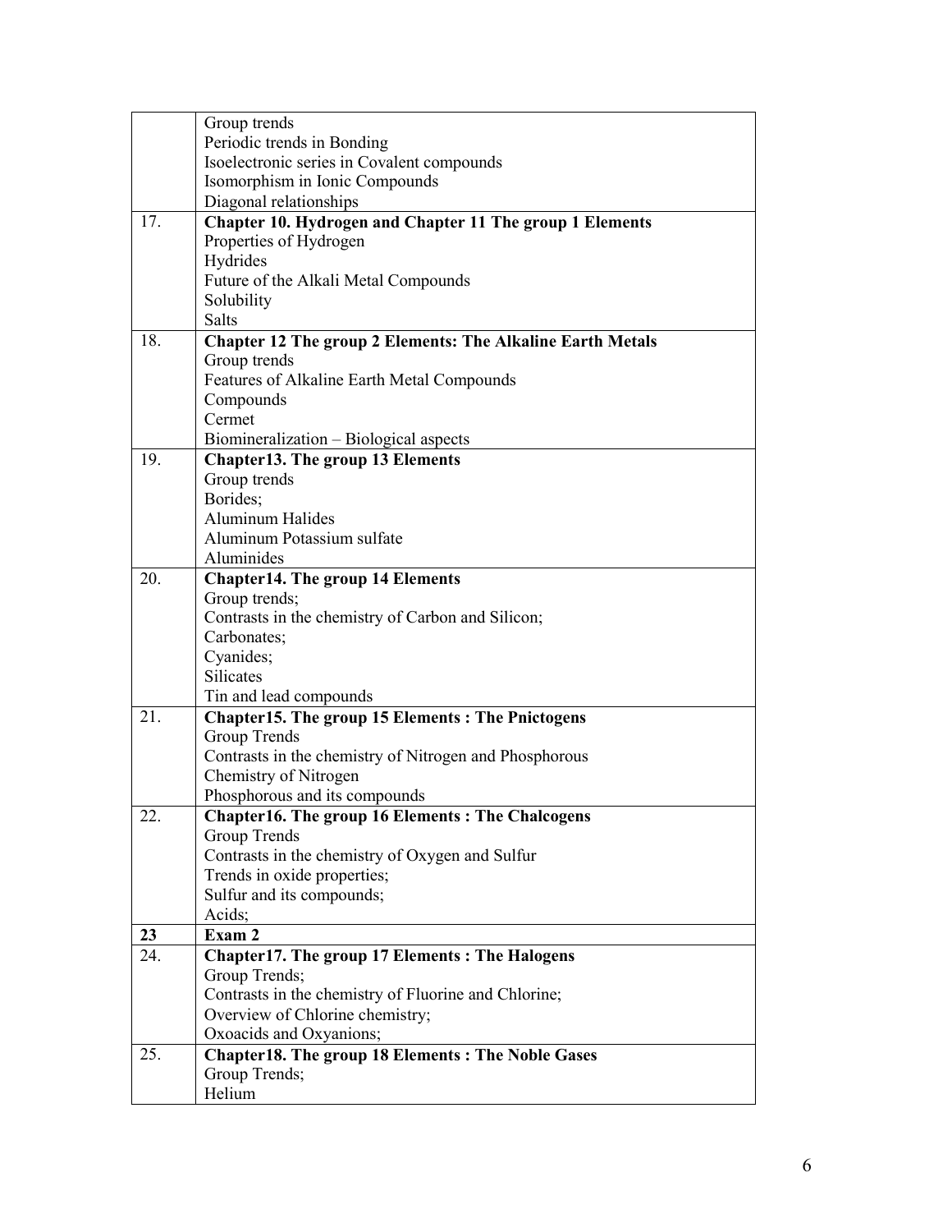| | |
|---|---|
| | Group trends<br>Periodic trends in Bonding<br>Isoelectronic series in Covalent compounds<br>Isomorphism in Ionic Compounds<br>Diagonal relationships |
| 17. | **Chapter 10. Hydrogen and Chapter 11 The group 1 Elements**<br>Properties of Hydrogen<br>Hydrides<br>Future of the Alkali Metal Compounds<br>Solubility<br>Salts |
| 18. | **Chapter 12 The group 2 Elements: The Alkaline Earth Metals**<br>Group trends<br>Features of Alkaline Earth Metal Compounds<br>Compounds<br>Cermet<br>Biomineralization – Biological aspects |
| 19. | **Chapter13. The group 13 Elements**<br>Group trends<br>Borides;<br>Aluminum Halides<br>Aluminum Potassium sulfate<br>Aluminides |
| 20. | **Chapter14. The group 14 Elements**<br>Group trends;<br>Contrasts in the chemistry of Carbon and Silicon;<br>Carbonates;<br>Cyanides;<br>Silicates<br>Tin and lead compounds |
| 21. | **Chapter15. The group 15 Elements : The Pnictogens**<br>Group Trends<br>Contrasts in the chemistry of Nitrogen and Phosphorous<br>Chemistry of Nitrogen<br>Phosphorous and its compounds |
| 22. | **Chapter16. The group 16 Elements : The Chalcogens**<br>Group Trends<br>Contrasts in the chemistry of Oxygen and Sulfur<br>Trends in oxide properties;<br>Sulfur and its compounds;<br>Acids; |
| **23** | **Exam 2** |
| 24. | **Chapter17. The group 17 Elements : The Halogens**<br>Group Trends;<br>Contrasts in the chemistry of Fluorine and Chlorine;<br>Overview of Chlorine chemistry;<br>Oxoacids and Oxyanions; |
| 25. | **Chapter18. The group 18 Elements : The Noble Gases**<br>Group Trends;<br>Helium |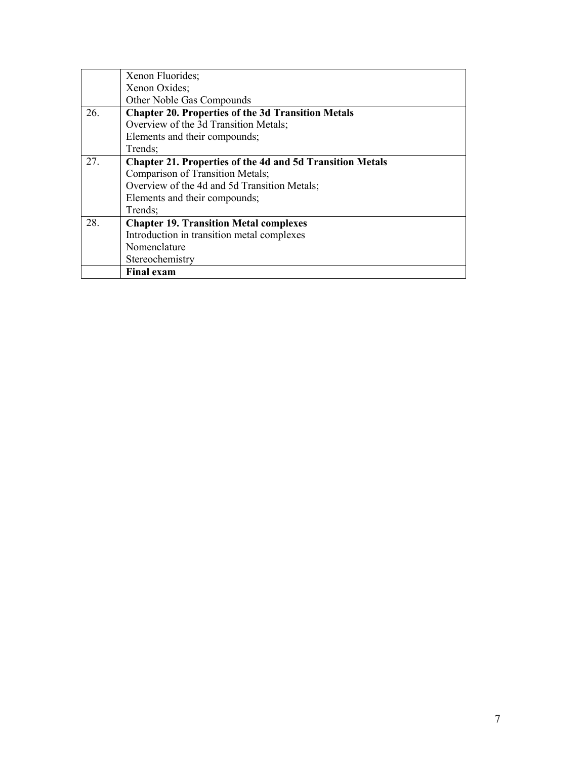| | |
|---|---|
| | Xenon Fluorides;<br>Xenon Oxides;<br>Other Noble Gas Compounds |
| 26. | **Chapter 20. Properties of the 3d Transition Metals**<br>Overview of the 3d Transition Metals;<br>Elements and their compounds;<br>Trends; |
| 27. | **Chapter 21. Properties of the 4d and 5d Transition Metals**<br>Comparison of Transition Metals;<br>Overview of the 4d and 5d Transition Metals;<br>Elements and their compounds;<br>Trends; |
| 28. | **Chapter 19. Transition Metal complexes**<br>Introduction in transition metal complexes<br>Nomenclature<br>Stereochemistry |
| | **Final exam** |